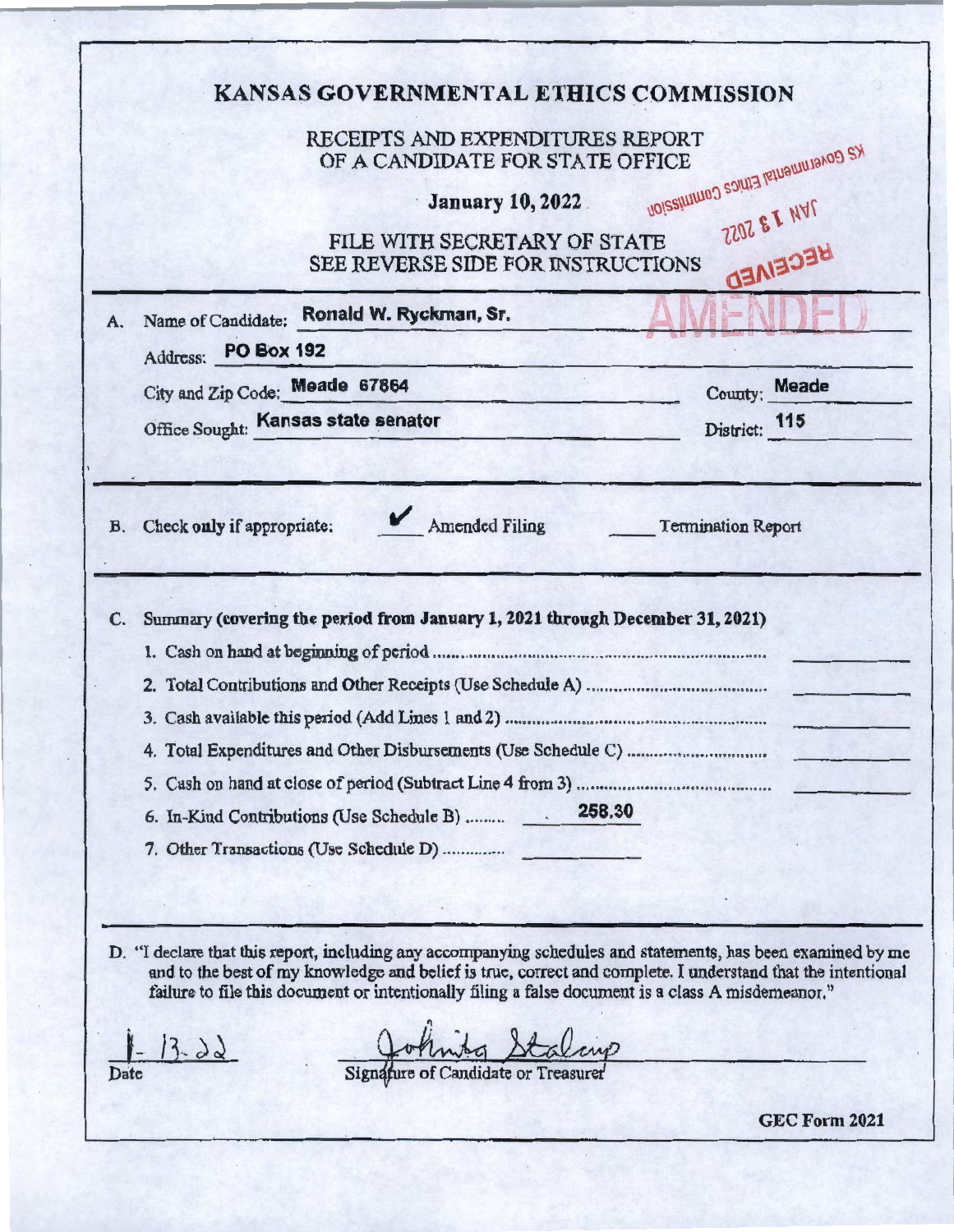# KANSAS GOVERNMENTAL ETHICS COMMISSION

## RECEIPTS AND EXPENDITURES REPORT OF A CANDIDATE FOR STATE OFFICE

**January 10, 2022**

FILE WITH SECRETARY OF STATE
SEE REVERSE SIDE FOR INSTRUCTIONS

KS Governmental Ethics Commission
JAN 13 2022
RECEIVED

AMENDED

A. Name of Candidate: **Ronald W. Ryckman, Sr.**

Address: **PO Box 192**

City and Zip Code: **Meade 67864** County: **Meade**

Office Sought: **Kansas state senator** District: **115**

B. Check only if appropriate: ✔ Amended Filing ____ Termination Report

C. **Summary (covering the period from January 1, 2021 through December 31, 2021)**

1. Cash on hand at beginning of period ............ ________
2. Total Contributions and Other Receipts (Use Schedule A) ............ ________
3. Cash available this period (Add Lines 1 and 2) ............ ________
4. Total Expenditures and Other Disbursements (Use Schedule C) ............ ________
5. Cash on hand at close of period (Subtract Line 4 from 3) ............ ________
6. In-Kind Contributions (Use Schedule B) ......... 258.30
7. Other Transactions (Use Schedule D) ............ ________

D. "I declare that this report, including any accompanying schedules and statements, has been examined by me and to the best of my knowledge and belief is true, correct and complete. I understand that the intentional failure to file this document or intentionally filing a false document is a class A misdemeanor."

1-13-22
Date

Johnita Stalcup
Signature of Candidate or Treasurer

**GEC Form 2021**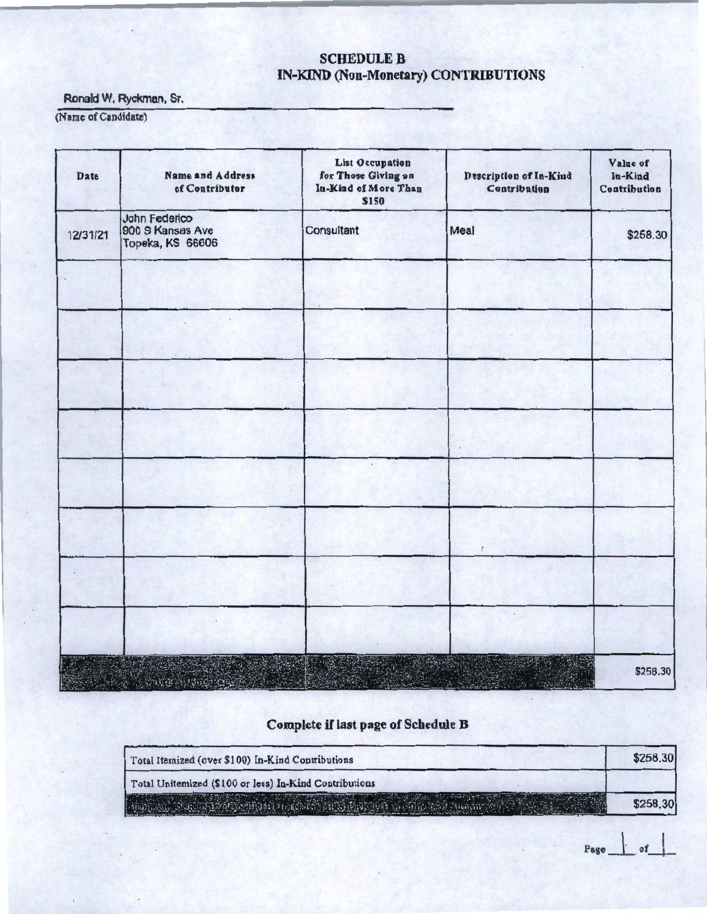## SCHEDULE B
## IN-KIND (Non-Monetary) CONTRIBUTIONS

Ronald W. Ryckman, Sr.
(Name of Candidate)

| Date | Name and Address of Contributor | List Occupation for Those Giving an In-Kind of More Than $150 | Description of In-Kind Contribution | Value of In-Kind Contribution |
|---|---|---|---|---|
| 12/31/21 | John Federico<br>900 S Kansas Ave<br>Topeka, KS 66606 | Consultant | Meal | $258.30 |
| | | | | |
| | | | | |
| | | | | |
| | | | | |
| | | | | |
| | | | | |
| | | | | |
| | | | | |
| Subtotal this page | | | | $258.30 |

### Complete if last page of Schedule B

| | |
|---|---|
| Total Itemized (over $100) In-Kind Contributions | $258.30 |
| Total Unitemized ($100 or less) In-Kind Contributions | |
| Total In-Kind Contributions (to Line 5 of Summary) | $258.30 |